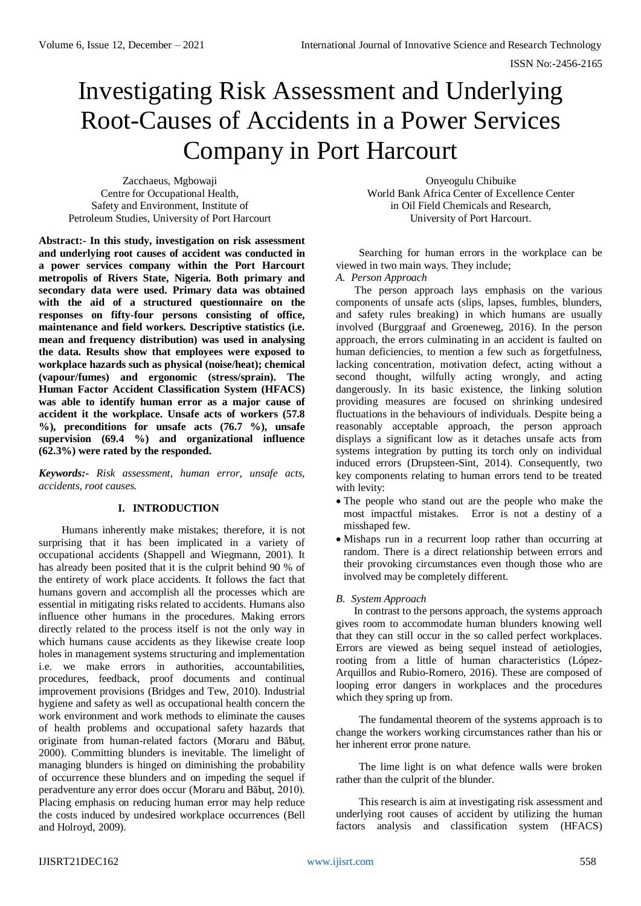# Investigating Risk Assessment and Underlying Root-Causes of Accidents in a Power Services Company in Port Harcourt

Zacchaeus, Mgbowaji
Centre for Occupational Health, Safety and Environment, Institute of Petroleum Studies, University of Port Harcourt

Onyeogulu Chibuike
World Bank Africa Center of Excellence Center in Oil Field Chemicals and Research, University of Port Harcourt.

**Abstract:- In this study, investigation on risk assessment and underlying root causes of accident was conducted in a power services company within the Port Harcourt metropolis of Rivers State, Nigeria. Both primary and secondary data were used. Primary data was obtained with the aid of a structured questionnaire on the responses on fifty-four persons consisting of office, maintenance and field workers. Descriptive statistics (i.e. mean and frequency distribution) was used in analysing the data. Results show that employees were exposed to workplace hazards such as physical (noise/heat); chemical (vapour/fumes) and ergonomic (stress/sprain). The Human Factor Accident Classification System (HFACS) was able to identify human error as a major cause of accident it the workplace. Unsafe acts of workers (57.8 %), preconditions for unsafe acts (76.7 %), unsafe supervision (69.4 %) and organizational influence (62.3%) were rated by the responded.**

***Keywords:-** Risk assessment, human error, unsafe acts, accidents, root causes.*

## I. INTRODUCTION

Humans inherently make mistakes; therefore, it is not surprising that it has been implicated in a variety of occupational accidents (Shappell and Wiegmann, 2001). It has already been posited that it is the culprit behind 90 % of the entirety of work place accidents. It follows the fact that humans govern and accomplish all the processes which are essential in mitigating risks related to accidents. Humans also influence other humans in the procedures. Making errors directly related to the process itself is not the only way in which humans cause accidents as they likewise create loop holes in management systems structuring and implementation i.e. we make errors in authorities, accountabilities, procedures, feedback, proof documents and continual improvement provisions (Bridges and Tew, 2010). Industrial hygiene and safety as well as occupational health concern the work environment and work methods to eliminate the causes of health problems and occupational safety hazards that originate from human-related factors (Moraru and Băbuţ, 2000). Committing blunders is inevitable. The limelight of managing blunders is hinged on diminishing the probability of occurrence these blunders and on impeding the sequel if peradventure any error does occur (Moraru and Băbuţ, 2010). Placing emphasis on reducing human error may help reduce the costs induced by undesired workplace occurrences (Bell and Holroyd, 2009).

Searching for human errors in the workplace can be viewed in two main ways. They include;

### *A. Person Approach*

The person approach lays emphasis on the various components of unsafe acts (slips, lapses, fumbles, blunders, and safety rules breaking) in which humans are usually involved (Burggraaf and Groeneweg, 2016). In the person approach, the errors culminating in an accident is faulted on human deficiencies, to mention a few such as forgetfulness, lacking concentration, motivation defect, acting without a second thought, wilfully acting wrongly, and acting dangerously. In its basic existence, the linking solution providing measures are focused on shrinking undesired fluctuations in the behaviours of individuals. Despite being a reasonably acceptable approach, the person approach displays a significant low as it detaches unsafe acts from systems integration by putting its torch only on individual induced errors (Drupsteen-Sint, 2014). Consequently, two key components relating to human errors tend to be treated with levity:

- The people who stand out are the people who make the most impactful mistakes. Error is not a destiny of a misshaped few.
- Mishaps run in a recurrent loop rather than occurring at random. There is a direct relationship between errors and their provoking circumstances even though those who are involved may be completely different.

### *B. System Approach*

In contrast to the persons approach, the systems approach gives room to accommodate human blunders knowing well that they can still occur in the so called perfect workplaces. Errors are viewed as being sequel instead of aetiologies, rooting from a little of human characteristics (López-Arquillos and Rubio-Romero, 2016). These are composed of looping error dangers in workplaces and the procedures which they spring up from.

The fundamental theorem of the systems approach is to change the workers working circumstances rather than his or her inherent error prone nature.

The lime light is on what defence walls were broken rather than the culprit of the blunder.

This research is aim at investigating risk assessment and underlying root causes of accident by utilizing the human factors analysis and classification system (HFACS)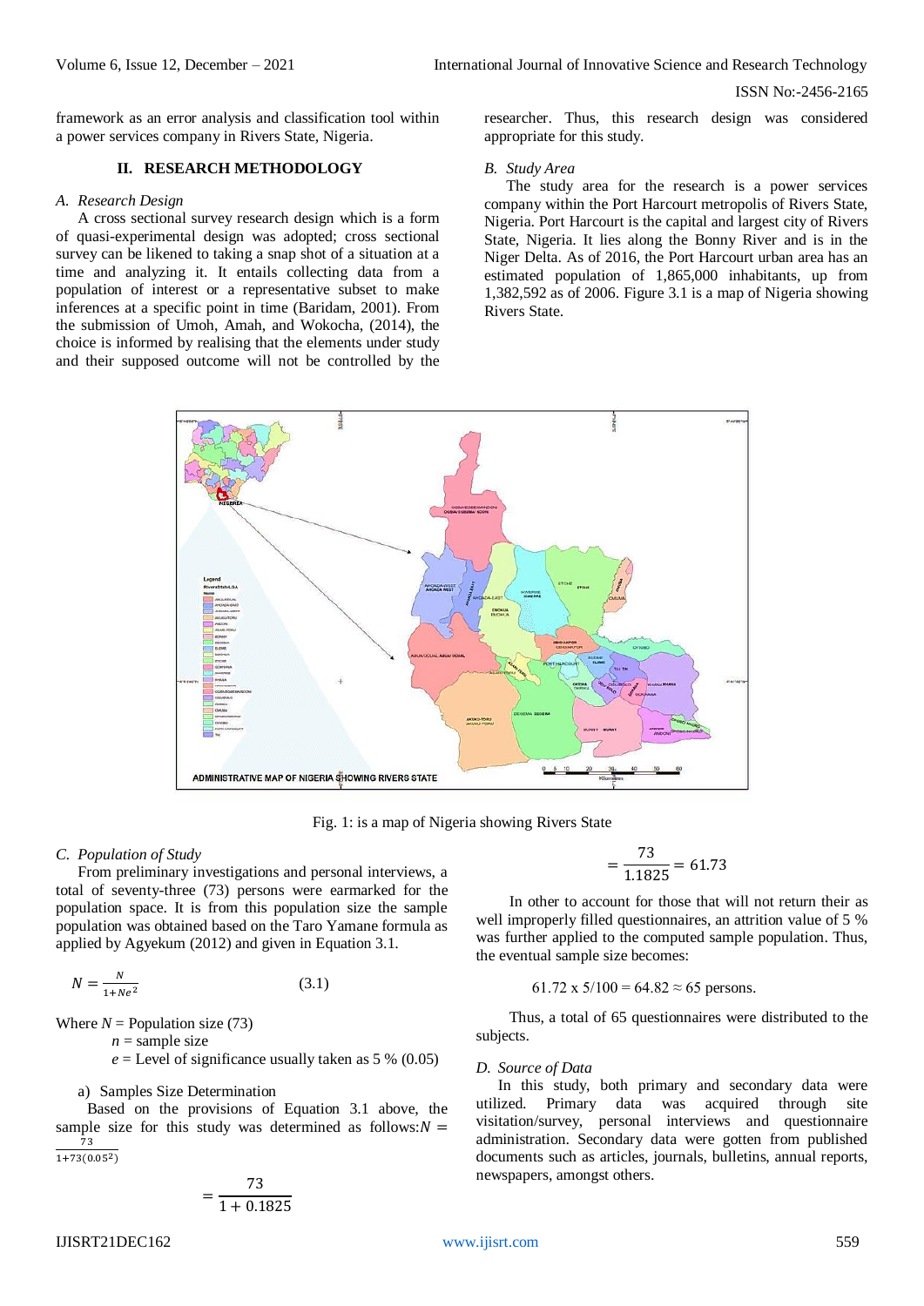framework as an error analysis and classification tool within a power services company in Rivers State, Nigeria.

## II. RESEARCH METHODOLOGY

### *A. Research Design*

A cross sectional survey research design which is a form of quasi-experimental design was adopted; cross sectional survey can be likened to taking a snap shot of a situation at a time and analyzing it. It entails collecting data from a population of interest or a representative subset to make inferences at a specific point in time (Baridam, 2001). From the submission of Umoh, Amah, and Wokocha, (2014), the choice is informed by realising that the elements under study and their supposed outcome will not be controlled by the researcher. Thus, this research design was considered appropriate for this study.

### *B. Study Area*

The study area for the research is a power services company within the Port Harcourt metropolis of Rivers State, Nigeria. Port Harcourt is the capital and largest city of Rivers State, Nigeria. It lies along the Bonny River and is in the Niger Delta. As of 2016, the Port Harcourt urban area has an estimated population of 1,865,000 inhabitants, up from 1,382,592 as of 2006. Figure 3.1 is a map of Nigeria showing Rivers State.

Fig. 1: is a map of Nigeria showing Rivers State

### *C. Population of Study*

From preliminary investigations and personal interviews, a total of seventy-three (73) persons were earmarked for the population space. It is from this population size the sample population was obtained based on the Taro Yamane formula as applied by Agyekum (2012) and given in Equation 3.1.

$$N = \frac{N}{1+Ne^2} \qquad (3.1)$$

Where $N$ = Population size (73)

$n$ = sample size

$e$ = Level of significance usually taken as 5 % (0.05)

a) Samples Size Determination

Based on the provisions of Equation 3.1 above, the sample size for this study was determined as follows: $N = \frac{73}{1+73(0.05^2)}$

$$= \frac{73}{1 + 0.1825}$$

$$= \frac{73}{1.1825} = 61.73$$

In other to account for those that will not return their as well improperly filled questionnaires, an attrition value of 5 % was further applied to the computed sample population. Thus, the eventual sample size becomes:

$$61.72 \text{ x } 5/100 = 64.82 \approx 65 \text{ persons.}$$

Thus, a total of 65 questionnaires were distributed to the subjects.

### *D. Source of Data*

In this study, both primary and secondary data were utilized. Primary data was acquired through site visitation/survey, personal interviews and questionnaire administration. Secondary data were gotten from published documents such as articles, journals, bulletins, annual reports, newspapers, amongst others.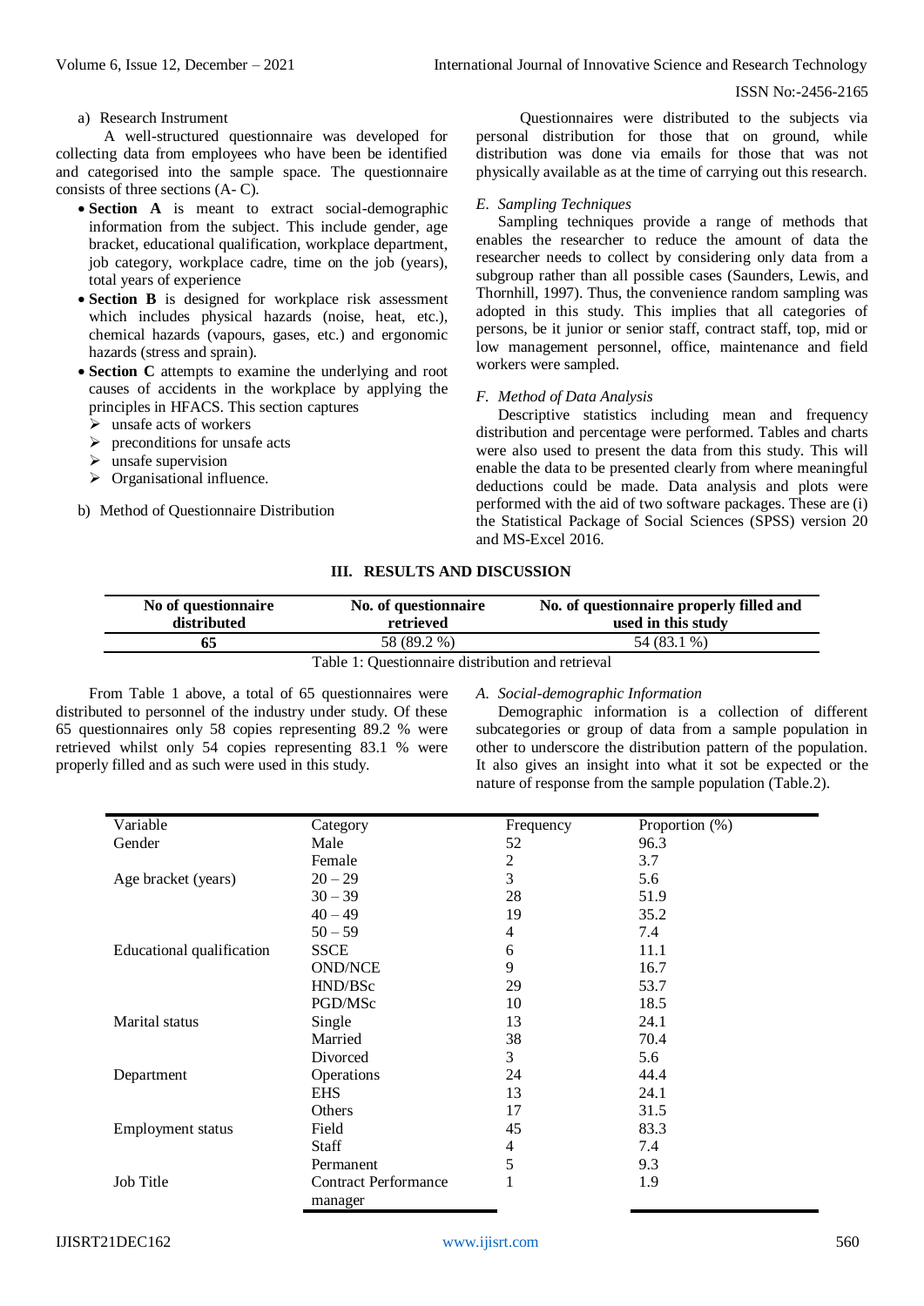a) Research Instrument

A well-structured questionnaire was developed for collecting data from employees who have been identified and categorised into the sample space. The questionnaire consists of three sections (A- C).

- **Section A** is meant to extract social-demographic information from the subject. This include gender, age bracket, educational qualification, workplace department, job category, workplace cadre, time on the job (years), total years of experience
- **Section B** is designed for workplace risk assessment which includes physical hazards (noise, heat, etc.), chemical hazards (vapours, gases, etc.) and ergonomic hazards (stress and sprain).
- **Section C** attempts to examine the underlying and root causes of accidents in the workplace by applying the principles in HFACS. This section captures
  - unsafe acts of workers
  - preconditions for unsafe acts
  - unsafe supervision
  - Organisational influence.

b) Method of Questionnaire Distribution

Questionnaires were distributed to the subjects via personal distribution for those that on ground, while distribution was done via emails for those that was not physically available as at the time of carrying out this research.

### *E. Sampling Techniques*

Sampling techniques provide a range of methods that enables the researcher to reduce the amount of data the researcher needs to collect by considering only data from a subgroup rather than all possible cases (Saunders, Lewis, and Thornhill, 1997). Thus, the convenience random sampling was adopted in this study. This implies that all categories of persons, be it junior or senior staff, contract staff, top, mid or low management personnel, office, maintenance and field workers were sampled.

### *F. Method of Data Analysis*

Descriptive statistics including mean and frequency distribution and percentage were performed. Tables and charts were also used to present the data from this study. This will enable the data to be presented clearly from where meaningful deductions could be made. Data analysis and plots were performed with the aid of two software packages. These are (i) the Statistical Package of Social Sciences (SPSS) version 20 and MS-Excel 2016.

## III. RESULTS AND DISCUSSION

| No of questionnaire distributed | No. of questionnaire retrieved | No. of questionnaire properly filled and used in this study |
|---|---|---|
| **65** | 58 (89.2 %) | 54 (83.1 %) |

Table 1: Questionnaire distribution and retrieval

From Table 1 above, a total of 65 questionnaires were distributed to personnel of the industry under study. Of these 65 questionnaires only 58 copies representing 89.2 % were retrieved whilst only 54 copies representing 83.1 % were properly filled and as such were used in this study.

### *A. Social-demographic Information*

Demographic information is a collection of different subcategories or group of data from a sample population in other to underscore the distribution pattern of the population. It also gives an insight into what it sot be expected or the nature of response from the sample population (Table.2).

| Variable | Category | Frequency | Proportion (%) |
|---|---|---|---|
| Gender | Male | 52 | 96.3 |
| | Female | 2 | 3.7 |
| Age bracket (years) | 20 – 29 | 3 | 5.6 |
| | 30 – 39 | 28 | 51.9 |
| | 40 – 49 | 19 | 35.2 |
| | 50 – 59 | 4 | 7.4 |
| Educational qualification | SSCE | 6 | 11.1 |
| | OND/NCE | 9 | 16.7 |
| | HND/BSc | 29 | 53.7 |
| | PGD/MSc | 10 | 18.5 |
| Marital status | Single | 13 | 24.1 |
| | Married | 38 | 70.4 |
| | Divorced | 3 | 5.6 |
| Department | Operations | 24 | 44.4 |
| | EHS | 13 | 24.1 |
| | Others | 17 | 31.5 |
| Employment status | Field | 45 | 83.3 |
| | Staff | 4 | 7.4 |
| | Permanent | 5 | 9.3 |
| Job Title | Contract Performance manager | 1 | 1.9 |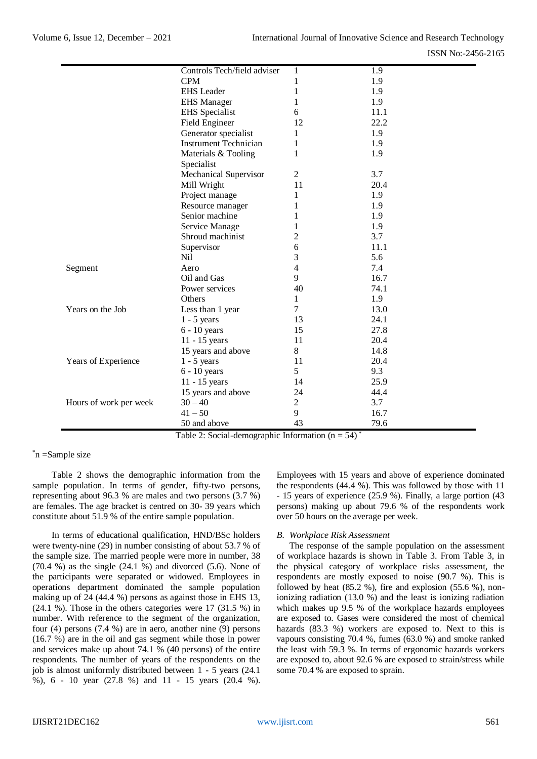| | | | |
|---|---|---|---|
| | Controls Tech/field adviser | 1 | 1.9 |
| | CPM | 1 | 1.9 |
| | EHS Leader | 1 | 1.9 |
| | EHS Manager | 1 | 1.9 |
| | EHS Specialist | 6 | 11.1 |
| | Field Engineer | 12 | 22.2 |
| | Generator specialist | 1 | 1.9 |
| | Instrument Technician | 1 | 1.9 |
| | Materials & Tooling Specialist | 1 | 1.9 |
| | Mechanical Supervisor | 2 | 3.7 |
| | Mill Wright | 11 | 20.4 |
| | Project manage | 1 | 1.9 |
| | Resource manager | 1 | 1.9 |
| | Senior machine | 1 | 1.9 |
| | Service Manage | 1 | 1.9 |
| | Shroud machinist | 2 | 3.7 |
| | Supervisor | 6 | 11.1 |
| | Nil | 3 | 5.6 |
| Segment | Aero | 4 | 7.4 |
| | Oil and Gas | 9 | 16.7 |
| | Power services | 40 | 74.1 |
| | Others | 1 | 1.9 |
| Years on the Job | Less than 1 year | 7 | 13.0 |
| | 1 - 5 years | 13 | 24.1 |
| | 6 - 10 years | 15 | 27.8 |
| | 11 - 15 years | 11 | 20.4 |
| | 15 years and above | 8 | 14.8 |
| Years of Experience | 1 - 5 years | 11 | 20.4 |
| | 6 - 10 years | 5 | 9.3 |
| | 11 - 15 years | 14 | 25.9 |
| | 15 years and above | 24 | 44.4 |
| Hours of work per week | 30 – 40 | 2 | 3.7 |
| | 41 – 50 | 9 | 16.7 |
| | 50 and above | 43 | 79.6 |

Table 2: Social-demographic Information (n = 54) *

*n =Sample size

Table 2 shows the demographic information from the sample population. In terms of gender, fifty-two persons, representing about 96.3 % are males and two persons (3.7 %) are females. The age bracket is centred on 30- 39 years which constitute about 51.9 % of the entire sample population.

In terms of educational qualification, HND/BSc holders were twenty-nine (29) in number consisting of about 53.7 % of the sample size. The married people were more in number, 38 (70.4 %) as the single (24.1 %) and divorced (5.6). None of the participants were separated or widowed. Employees in operations department dominated the sample population making up of 24 (44.4 %) persons as against those in EHS 13, (24.1 %). Those in the others categories were 17 (31.5 %) in number. With reference to the segment of the organization, four (4) persons (7.4 %) are in aero, another nine (9) persons (16.7 %) are in the oil and gas segment while those in power and services make up about 74.1 % (40 persons) of the entire respondents. The number of years of the respondents on the job is almost uniformly distributed between 1 - 5 years (24.1 %), 6 - 10 year (27.8 %) and 11 - 15 years (20.4 %). Employees with 15 years and above of experience dominated the respondents (44.4 %). This was followed by those with 11 - 15 years of experience (25.9 %). Finally, a large portion (43 persons) making up about 79.6 % of the respondents work over 50 hours on the average per week.

### *B. Workplace Risk Assessment*

The response of the sample population on the assessment of workplace hazards is shown in Table 3. From Table 3, in the physical category of workplace risks assessment, the respondents are mostly exposed to noise (90.7 %). This is followed by heat (85.2 %), fire and explosion (55.6 %), non-ionizing radiation (13.0 %) and the least is ionizing radiation which makes up 9.5 % of the workplace hazards employees are exposed to. Gases were considered the most of chemical hazards (83.3 %) workers are exposed to. Next to this is vapours consisting 70.4 %, fumes (63.0 %) and smoke ranked the least with 59.3 %. In terms of ergonomic hazards workers are exposed to, about 92.6 % are exposed to strain/stress while some 70.4 % are exposed to sprain.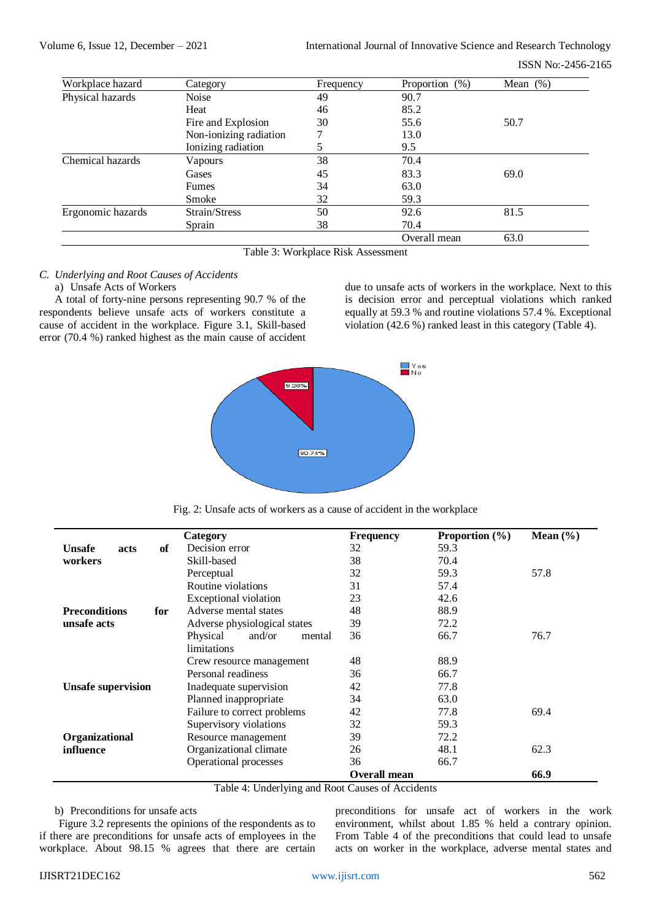| Workplace hazard | Category | Frequency | Proportion (%) | Mean (%) |
|---|---|---|---|---|
| Physical hazards | Noise | 49 | 90.7 | |
| | Heat | 46 | 85.2 | |
| | Fire and Explosion | 30 | 55.6 | 50.7 |
| | Non-ionizing radiation | 7 | 13.0 | |
| | Ionizing radiation | 5 | 9.5 | |
| Chemical hazards | Vapours | 38 | 70.4 | |
| | Gases | 45 | 83.3 | 69.0 |
| | Fumes | 34 | 63.0 | |
| | Smoke | 32 | 59.3 | |
| Ergonomic hazards | Strain/Stress | 50 | 92.6 | 81.5 |
| | Sprain | 38 | 70.4 | |
| | | | Overall mean | 63.0 |

Table 3: Workplace Risk Assessment

### *C. Underlying and Root Causes of Accidents*

a) Unsafe Acts of Workers

A total of forty-nine persons representing 90.7 % of the respondents believe unsafe acts of workers constitute a cause of accident in the workplace. Figure 3.1, Skill-based error (70.4 %) ranked highest as the main cause of accident due to unsafe acts of workers in the workplace. Next to this is decision error and perceptual violations which ranked equally at 59.3 % and routine violations 57.4 %. Exceptional violation (42.6 %) ranked least in this category (Table 4).

Fig. 2: Unsafe acts of workers as a cause of accident in the workplace

| | Category | Frequency | Proportion (%) | Mean (%) |
|---|---|---|---|---|
| **Unsafe acts of workers** | Decision error | 32 | 59.3 | |
| | Skill-based | 38 | 70.4 | |
| | Perceptual | 32 | 59.3 | 57.8 |
| | Routine violations | 31 | 57.4 | |
| | Exceptional violation | 23 | 42.6 | |
| **Preconditions for unsafe acts** | Adverse mental states | 48 | 88.9 | |
| | Adverse physiological states | 39 | 72.2 | |
| | Physical and/or mental limitations | 36 | 66.7 | 76.7 |
| | Crew resource management | 48 | 88.9 | |
| | Personal readiness | 36 | 66.7 | |
| **Unsafe supervision** | Inadequate supervision | 42 | 77.8 | |
| | Planned inappropriate | 34 | 63.0 | |
| | Failure to correct problems | 42 | 77.8 | 69.4 |
| | Supervisory violations | 32 | 59.3 | |
| **Organizational influence** | Resource management | 39 | 72.2 | |
| | Organizational climate | 26 | 48.1 | 62.3 |
| | Operational processes | 36 | 66.7 | |
| | | **Overall mean** | | **66.9** |

Table 4: Underlying and Root Causes of Accidents

b) Preconditions for unsafe acts

Figure 3.2 represents the opinions of the respondents as to if there are preconditions for unsafe acts of employees in the workplace. About 98.15 % agrees that there are certain preconditions for unsafe act of workers in the work environment, whilst about 1.85 % held a contrary opinion. From Table 4 of the preconditions that could lead to unsafe acts on worker in the workplace, adverse mental states and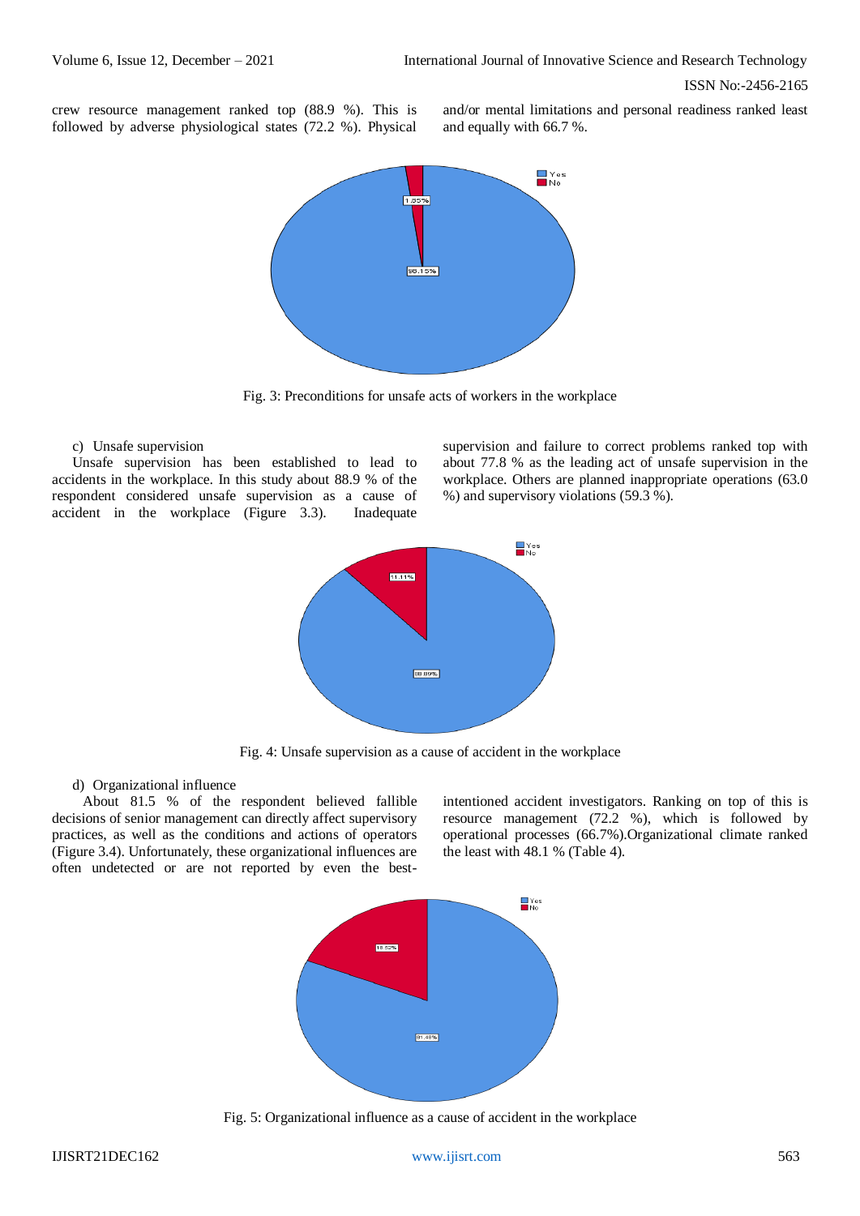crew resource management ranked top (88.9 %). This is followed by adverse physiological states (72.2 %). Physical and/or mental limitations and personal readiness ranked least and equally with 66.7 %.

Fig. 3: Preconditions for unsafe acts of workers in the workplace

c) Unsafe supervision

Unsafe supervision has been established to lead to accidents in the workplace. In this study about 88.9 % of the respondent considered unsafe supervision as a cause of accident in the workplace (Figure 3.3). Inadequate supervision and failure to correct problems ranked top with about 77.8 % as the leading act of unsafe supervision in the workplace. Others are planned inappropriate operations (63.0 %) and supervisory violations (59.3 %).

Fig. 4: Unsafe supervision as a cause of accident in the workplace

d) Organizational influence

About 81.5 % of the respondent believed fallible decisions of senior management can directly affect supervisory practices, as well as the conditions and actions of operators (Figure 3.4). Unfortunately, these organizational influences are often undetected or are not reported by even the best-intentioned accident investigators. Ranking on top of this is resource management (72.2 %), which is followed by operational processes (66.7%).Organizational climate ranked the least with 48.1 % (Table 4).

Fig. 5: Organizational influence as a cause of accident in the workplace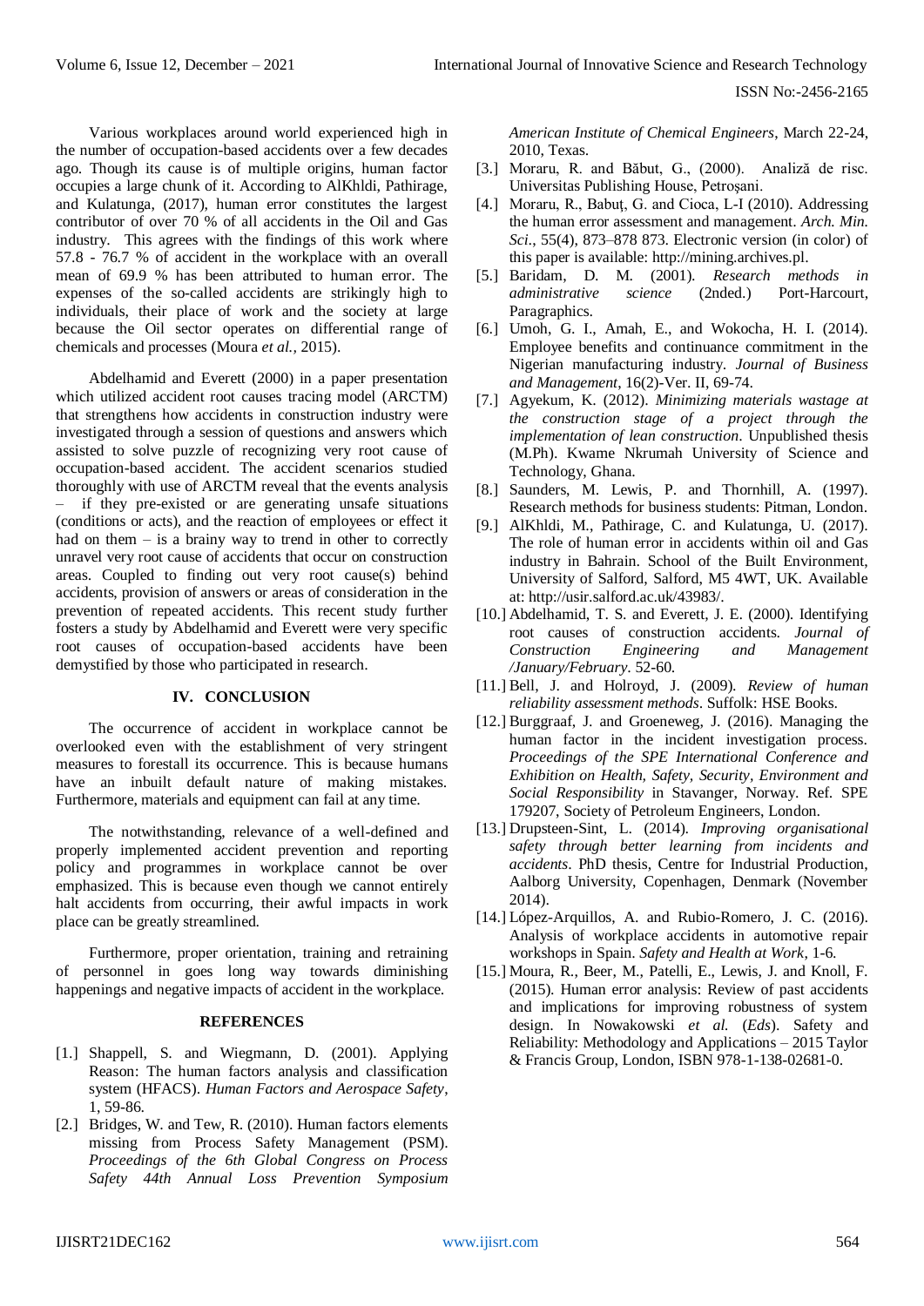Various workplaces around world experienced high in the number of occupation-based accidents over a few decades ago. Though its cause is of multiple origins, human factor occupies a large chunk of it. According to AlKhldi, Pathirage, and Kulatunga, (2017), human error constitutes the largest contributor of over 70 % of all accidents in the Oil and Gas industry. This agrees with the findings of this work where 57.8 - 76.7 % of accident in the workplace with an overall mean of 69.9 % has been attributed to human error. The expenses of the so-called accidents are strikingly high to individuals, their place of work and the society at large because the Oil sector operates on differential range of chemicals and processes (Moura *et al.,* 2015).

Abdelhamid and Everett (2000) in a paper presentation which utilized accident root causes tracing model (ARCTM) that strengthens how accidents in construction industry were investigated through a session of questions and answers which assisted to solve puzzle of recognizing very root cause of occupation-based accident. The accident scenarios studied thoroughly with use of ARCTM reveal that the events analysis – if they pre-existed or are generating unsafe situations (conditions or acts), and the reaction of employees or effect it had on them – is a brainy way to trend in other to correctly unravel very root cause of accidents that occur on construction areas. Coupled to finding out very root cause(s) behind accidents, provision of answers or areas of consideration in the prevention of repeated accidents. This recent study further fosters a study by Abdelhamid and Everett were very specific root causes of occupation-based accidents have been demystified by those who participated in research.

## IV. CONCLUSION

The occurrence of accident in workplace cannot be overlooked even with the establishment of very stringent measures to forestall its occurrence. This is because humans have an inbuilt default nature of making mistakes. Furthermore, materials and equipment can fail at any time.

The notwithstanding, relevance of a well-defined and properly implemented accident prevention and reporting policy and programmes in workplace cannot be over emphasized. This is because even though we cannot entirely halt accidents from occurring, their awful impacts in work place can be greatly streamlined.

Furthermore, proper orientation, training and retraining of personnel in goes long way towards diminishing happenings and negative impacts of accident in the workplace.

## REFERENCES

[1.] Shappell, S. and Wiegmann, D. (2001). Applying Reason: The human factors analysis and classification system (HFACS). *Human Factors and Aerospace Safety*, 1, 59-86.

[2.] Bridges, W. and Tew, R. (2010). Human factors elements missing from Process Safety Management (PSM). *Proceedings of the 6th Global Congress on Process Safety 44th Annual Loss Prevention Symposium American Institute of Chemical Engineers*, March 22-24, 2010, Texas.

[3.] Moraru, R. and Băbut, G., (2000). Analiză de risc. Universitas Publishing House, Petroşani.

[4.] Moraru, R., Babuţ, G. and Cioca, L-I (2010). Addressing the human error assessment and management. *Arch. Min. Sci*., 55(4), 873–878 873. Electronic version (in color) of this paper is available: http://mining.archives.pl.

[5.] Baridam, D. M. (2001). *Research methods in administrative science* (2nded.) Port-Harcourt, Paragraphics.

[6.] Umoh, G. I., Amah, E., and Wokocha, H. I. (2014). Employee benefits and continuance commitment in the Nigerian manufacturing industry. *Journal of Business and Management*, 16(2)-Ver. II, 69-74.

[7.] Agyekum, K. (2012). *Minimizing materials wastage at the construction stage of a project through the implementation of lean construction*. Unpublished thesis (M.Ph). Kwame Nkrumah University of Science and Technology, Ghana.

[8.] Saunders, M. Lewis, P. and Thornhill, A. (1997). Research methods for business students: Pitman, London.

[9.] AlKhldi, M., Pathirage, C. and Kulatunga, U. (2017). The role of human error in accidents within oil and Gas industry in Bahrain. School of the Built Environment, University of Salford, Salford, M5 4WT, UK. Available at: http://usir.salford.ac.uk/43983/.

[10.] Abdelhamid, T. S. and Everett, J. E. (2000). Identifying root causes of construction accidents. *Journal of Construction Engineering and Management /January/February*. 52-60.

[11.] Bell, J. and Holroyd, J. (2009). *Review of human reliability assessment methods*. Suffolk: HSE Books.

[12.] Burggraaf, J. and Groeneweg, J. (2016). Managing the human factor in the incident investigation process. *Proceedings of the SPE International Conference and Exhibition on Health, Safety, Security, Environment and Social Responsibility* in Stavanger, Norway. Ref. SPE 179207, Society of Petroleum Engineers, London.

[13.] Drupsteen-Sint, L. (2014). *Improving organisational safety through better learning from incidents and accidents*. PhD thesis, Centre for Industrial Production, Aalborg University, Copenhagen, Denmark (November 2014).

[14.] López-Arquillos, A. and Rubio-Romero, J. C. (2016). Analysis of workplace accidents in automotive repair workshops in Spain. *Safety and Health at Work*, 1-6.

[15.] Moura, R., Beer, M., Patelli, E., Lewis, J. and Knoll, F. (2015). Human error analysis: Review of past accidents and implications for improving robustness of system design. In Nowakowski *et al.* (*Eds*). Safety and Reliability: Methodology and Applications – 2015 Taylor & Francis Group, London, ISBN 978-1-138-02681-0.